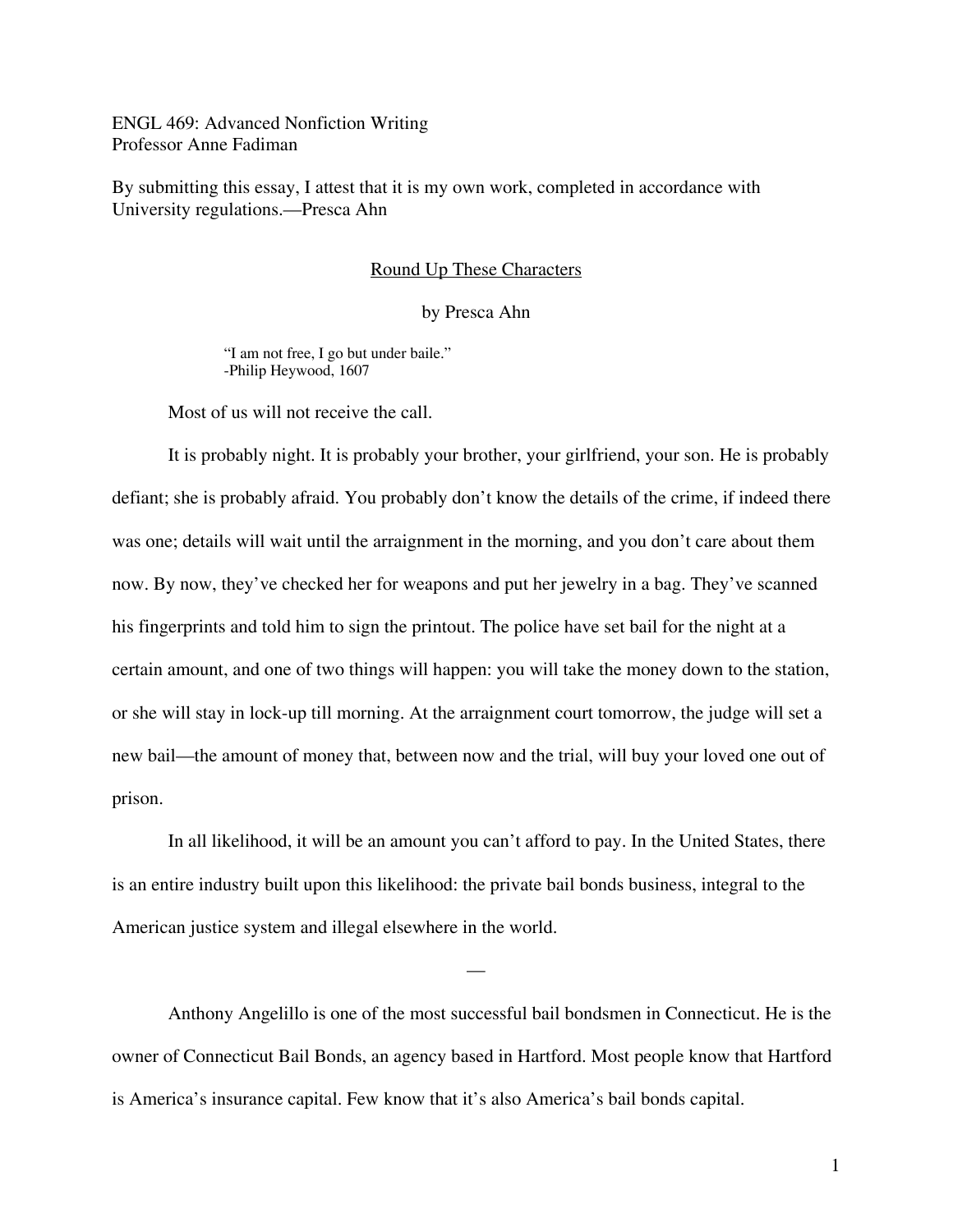ENGL 469: Advanced Nonfiction Writing
Professor Anne Fadiman

By submitting this essay, I attest that it is my own work, completed in accordance with University regulations.—Presca Ahn

# Round Up These Characters

by Presca Ahn

> "I am not free, I go but under baile."
> -Philip Heywood, 1607

Most of us will not receive the call.

It is probably night. It is probably your brother, your girlfriend, your son. He is probably defiant; she is probably afraid. You probably don't know the details of the crime, if indeed there was one; details will wait until the arraignment in the morning, and you don't care about them now. By now, they've checked her for weapons and put her jewelry in a bag. They've scanned his fingerprints and told him to sign the printout. The police have set bail for the night at a certain amount, and one of two things will happen: you will take the money down to the station, or she will stay in lock-up till morning. At the arraignment court tomorrow, the judge will set a new bail—the amount of money that, between now and the trial, will buy your loved one out of prison.

In all likelihood, it will be an amount you can't afford to pay. In the United States, there is an entire industry built upon this likelihood: the private bail bonds business, integral to the American justice system and illegal elsewhere in the world.

—

Anthony Angelillo is one of the most successful bail bondsmen in Connecticut. He is the owner of Connecticut Bail Bonds, an agency based in Hartford. Most people know that Hartford is America's insurance capital. Few know that it's also America's bail bonds capital.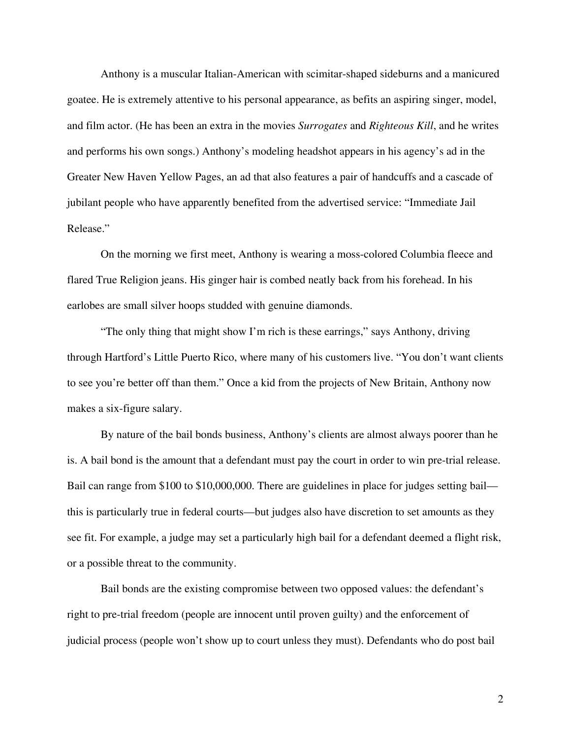Anthony is a muscular Italian-American with scimitar-shaped sideburns and a manicured goatee. He is extremely attentive to his personal appearance, as befits an aspiring singer, model, and film actor. (He has been an extra in the movies *Surrogates* and *Righteous Kill*, and he writes and performs his own songs.) Anthony's modeling headshot appears in his agency's ad in the Greater New Haven Yellow Pages, an ad that also features a pair of handcuffs and a cascade of jubilant people who have apparently benefited from the advertised service: "Immediate Jail Release."

On the morning we first meet, Anthony is wearing a moss-colored Columbia fleece and flared True Religion jeans. His ginger hair is combed neatly back from his forehead. In his earlobes are small silver hoops studded with genuine diamonds.

"The only thing that might show I'm rich is these earrings," says Anthony, driving through Hartford's Little Puerto Rico, where many of his customers live. "You don't want clients to see you're better off than them." Once a kid from the projects of New Britain, Anthony now makes a six-figure salary.

By nature of the bail bonds business, Anthony's clients are almost always poorer than he is. A bail bond is the amount that a defendant must pay the court in order to win pre-trial release. Bail can range from $100 to $10,000,000. There are guidelines in place for judges setting bail—this is particularly true in federal courts—but judges also have discretion to set amounts as they see fit. For example, a judge may set a particularly high bail for a defendant deemed a flight risk, or a possible threat to the community.

Bail bonds are the existing compromise between two opposed values: the defendant's right to pre-trial freedom (people are innocent until proven guilty) and the enforcement of judicial process (people won't show up to court unless they must). Defendants who do post bail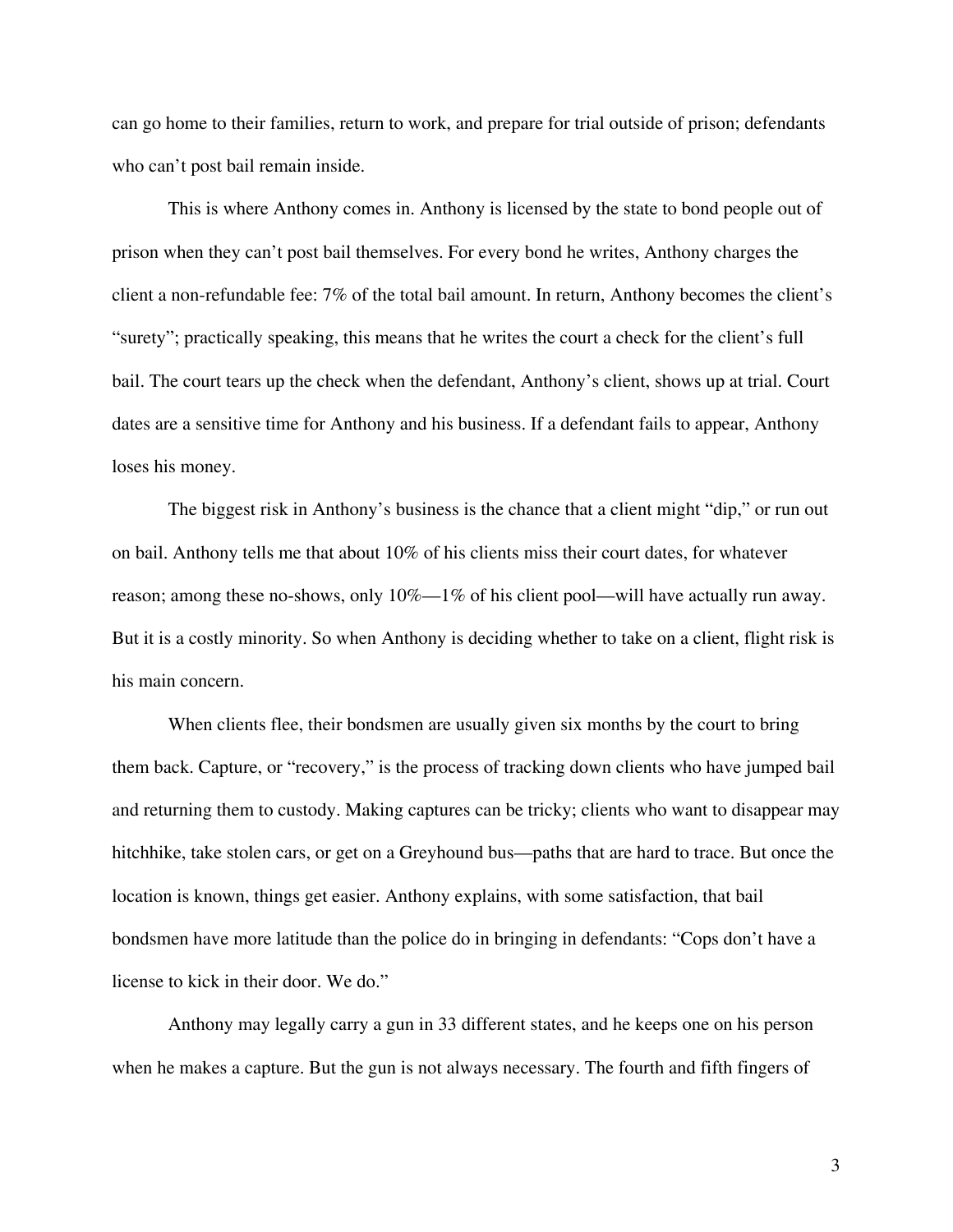can go home to their families, return to work, and prepare for trial outside of prison; defendants who can't post bail remain inside.

This is where Anthony comes in. Anthony is licensed by the state to bond people out of prison when they can't post bail themselves. For every bond he writes, Anthony charges the client a non-refundable fee: 7% of the total bail amount. In return, Anthony becomes the client's "surety"; practically speaking, this means that he writes the court a check for the client's full bail. The court tears up the check when the defendant, Anthony's client, shows up at trial. Court dates are a sensitive time for Anthony and his business. If a defendant fails to appear, Anthony loses his money.

The biggest risk in Anthony's business is the chance that a client might "dip," or run out on bail. Anthony tells me that about 10% of his clients miss their court dates, for whatever reason; among these no-shows, only 10%—1% of his client pool—will have actually run away. But it is a costly minority. So when Anthony is deciding whether to take on a client, flight risk is his main concern.

When clients flee, their bondsmen are usually given six months by the court to bring them back. Capture, or "recovery," is the process of tracking down clients who have jumped bail and returning them to custody. Making captures can be tricky; clients who want to disappear may hitchhike, take stolen cars, or get on a Greyhound bus—paths that are hard to trace. But once the location is known, things get easier. Anthony explains, with some satisfaction, that bail bondsmen have more latitude than the police do in bringing in defendants: "Cops don't have a license to kick in their door. We do."

Anthony may legally carry a gun in 33 different states, and he keeps one on his person when he makes a capture. But the gun is not always necessary. The fourth and fifth fingers of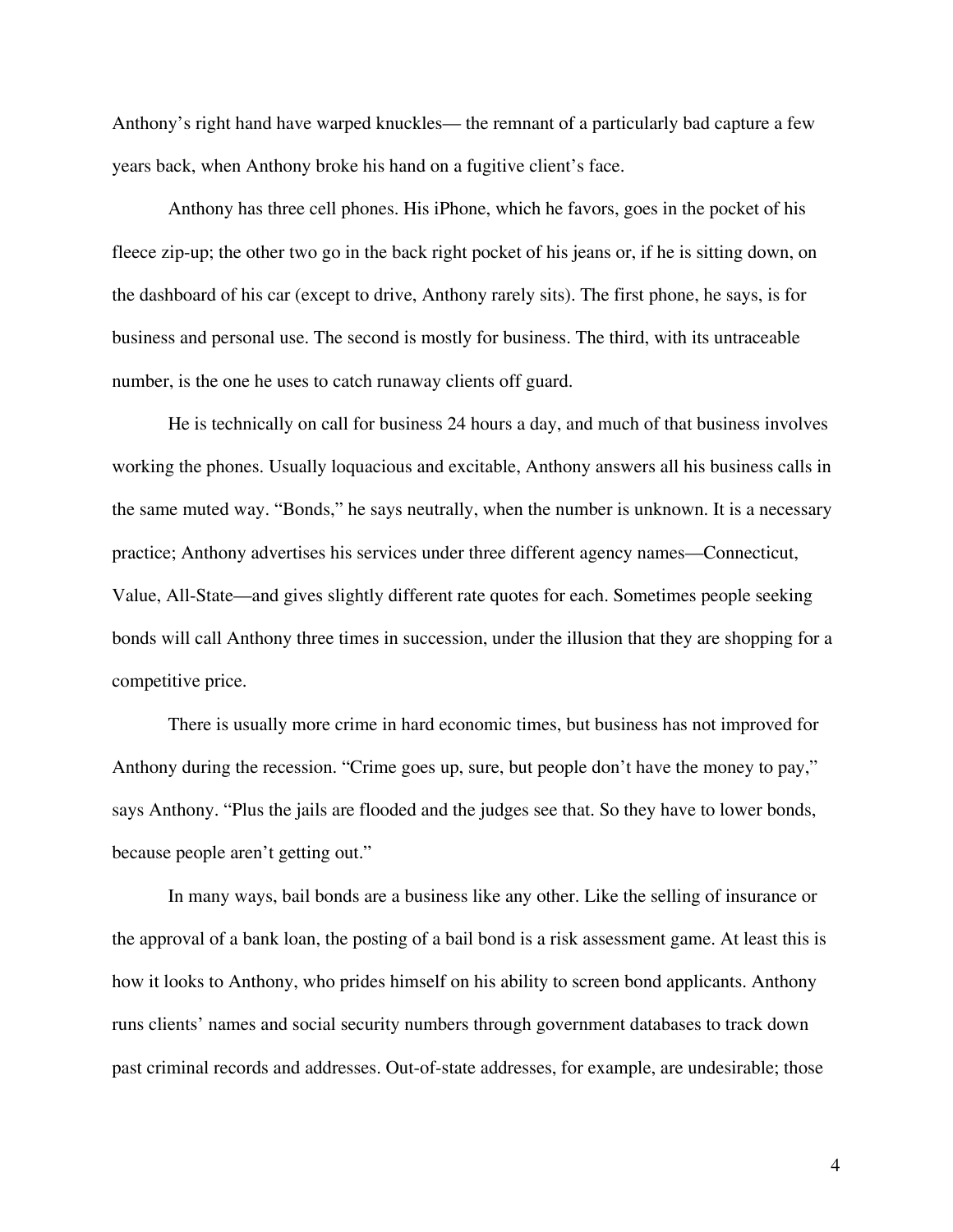Anthony's right hand have warped knuckles— the remnant of a particularly bad capture a few years back, when Anthony broke his hand on a fugitive client's face.

Anthony has three cell phones. His iPhone, which he favors, goes in the pocket of his fleece zip-up; the other two go in the back right pocket of his jeans or, if he is sitting down, on the dashboard of his car (except to drive, Anthony rarely sits). The first phone, he says, is for business and personal use. The second is mostly for business. The third, with its untraceable number, is the one he uses to catch runaway clients off guard.

He is technically on call for business 24 hours a day, and much of that business involves working the phones. Usually loquacious and excitable, Anthony answers all his business calls in the same muted way. "Bonds," he says neutrally, when the number is unknown. It is a necessary practice; Anthony advertises his services under three different agency names—Connecticut, Value, All-State—and gives slightly different rate quotes for each. Sometimes people seeking bonds will call Anthony three times in succession, under the illusion that they are shopping for a competitive price.

There is usually more crime in hard economic times, but business has not improved for Anthony during the recession. "Crime goes up, sure, but people don't have the money to pay," says Anthony. "Plus the jails are flooded and the judges see that. So they have to lower bonds, because people aren't getting out."

In many ways, bail bonds are a business like any other. Like the selling of insurance or the approval of a bank loan, the posting of a bail bond is a risk assessment game. At least this is how it looks to Anthony, who prides himself on his ability to screen bond applicants. Anthony runs clients' names and social security numbers through government databases to track down past criminal records and addresses. Out-of-state addresses, for example, are undesirable; those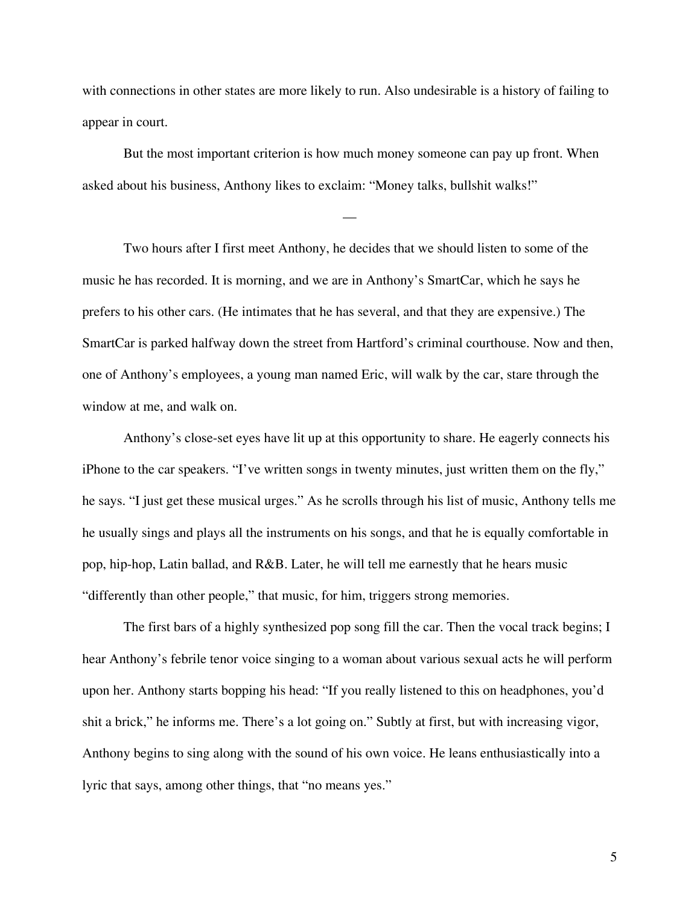with connections in other states are more likely to run. Also undesirable is a history of failing to appear in court.

But the most important criterion is how much money someone can pay up front. When asked about his business, Anthony likes to exclaim: "Money talks, bullshit walks!"

—

Two hours after I first meet Anthony, he decides that we should listen to some of the music he has recorded. It is morning, and we are in Anthony's SmartCar, which he says he prefers to his other cars. (He intimates that he has several, and that they are expensive.) The SmartCar is parked halfway down the street from Hartford's criminal courthouse. Now and then, one of Anthony's employees, a young man named Eric, will walk by the car, stare through the window at me, and walk on.

Anthony's close-set eyes have lit up at this opportunity to share. He eagerly connects his iPhone to the car speakers. "I've written songs in twenty minutes, just written them on the fly," he says. "I just get these musical urges." As he scrolls through his list of music, Anthony tells me he usually sings and plays all the instruments on his songs, and that he is equally comfortable in pop, hip-hop, Latin ballad, and R&B. Later, he will tell me earnestly that he hears music "differently than other people," that music, for him, triggers strong memories.

The first bars of a highly synthesized pop song fill the car. Then the vocal track begins; I hear Anthony's febrile tenor voice singing to a woman about various sexual acts he will perform upon her. Anthony starts bopping his head: "If you really listened to this on headphones, you'd shit a brick," he informs me. There's a lot going on." Subtly at first, but with increasing vigor, Anthony begins to sing along with the sound of his own voice. He leans enthusiastically into a lyric that says, among other things, that "no means yes."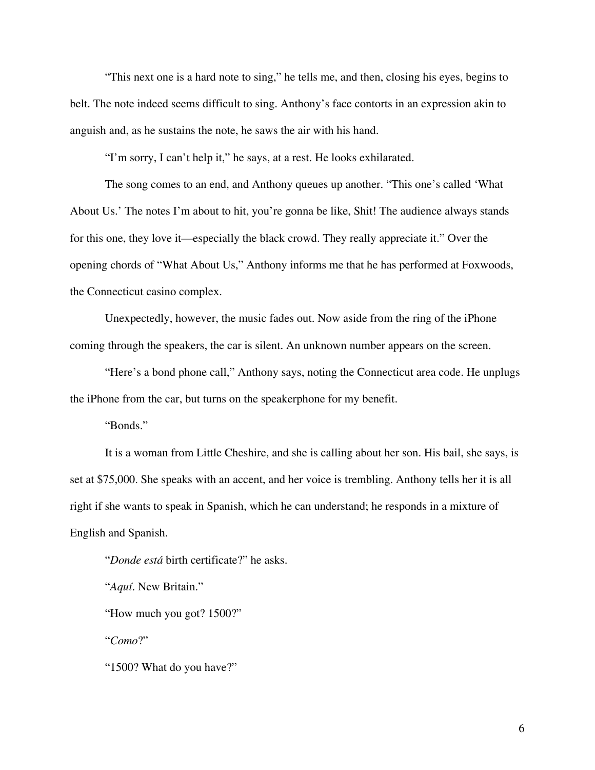"This next one is a hard note to sing," he tells me, and then, closing his eyes, begins to belt. The note indeed seems difficult to sing. Anthony's face contorts in an expression akin to anguish and, as he sustains the note, he saws the air with his hand.

"I'm sorry, I can't help it," he says, at a rest. He looks exhilarated.

The song comes to an end, and Anthony queues up another. "This one's called 'What About Us.' The notes I'm about to hit, you're gonna be like, Shit! The audience always stands for this one, they love it—especially the black crowd. They really appreciate it." Over the opening chords of "What About Us," Anthony informs me that he has performed at Foxwoods, the Connecticut casino complex.

Unexpectedly, however, the music fades out. Now aside from the ring of the iPhone coming through the speakers, the car is silent. An unknown number appears on the screen.

"Here's a bond phone call," Anthony says, noting the Connecticut area code. He unplugs the iPhone from the car, but turns on the speakerphone for my benefit.

"Bonds."

It is a woman from Little Cheshire, and she is calling about her son. His bail, she says, is set at $75,000. She speaks with an accent, and her voice is trembling. Anthony tells her it is all right if she wants to speak in Spanish, which he can understand; he responds in a mixture of English and Spanish.

"*Donde está* birth certificate?" he asks.

"*Aquí*. New Britain."

"How much you got? 1500?"

"*Como*?"

"1500? What do you have?"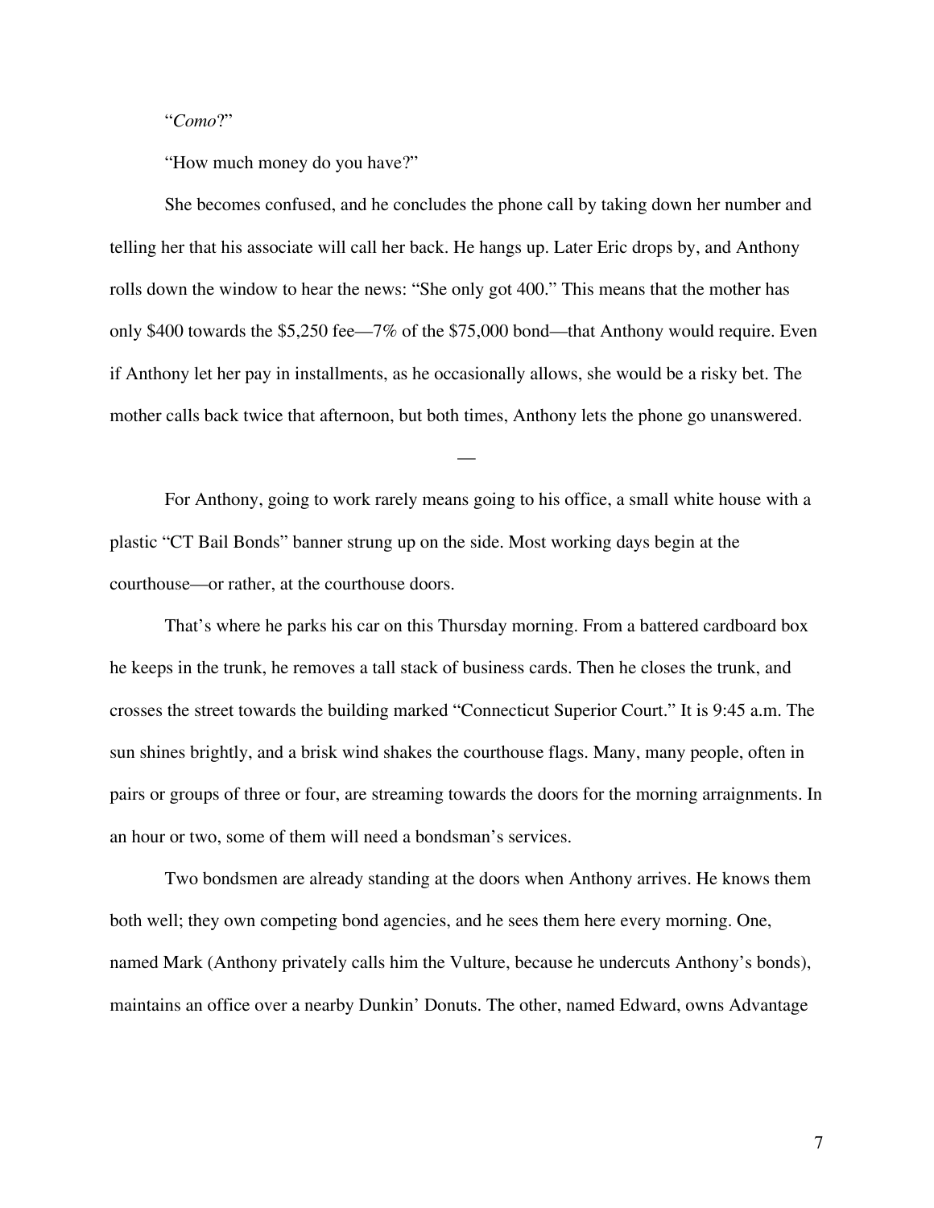"*Como*?"

"How much money do you have?"

She becomes confused, and he concludes the phone call by taking down her number and telling her that his associate will call her back. He hangs up. Later Eric drops by, and Anthony rolls down the window to hear the news: "She only got 400." This means that the mother has only $400 towards the $5,250 fee—7% of the $75,000 bond—that Anthony would require. Even if Anthony let her pay in installments, as he occasionally allows, she would be a risky bet. The mother calls back twice that afternoon, but both times, Anthony lets the phone go unanswered.

—

For Anthony, going to work rarely means going to his office, a small white house with a plastic "CT Bail Bonds" banner strung up on the side. Most working days begin at the courthouse—or rather, at the courthouse doors.

That's where he parks his car on this Thursday morning. From a battered cardboard box he keeps in the trunk, he removes a tall stack of business cards. Then he closes the trunk, and crosses the street towards the building marked "Connecticut Superior Court." It is 9:45 a.m. The sun shines brightly, and a brisk wind shakes the courthouse flags. Many, many people, often in pairs or groups of three or four, are streaming towards the doors for the morning arraignments. In an hour or two, some of them will need a bondsman's services.

Two bondsmen are already standing at the doors when Anthony arrives. He knows them both well; they own competing bond agencies, and he sees them here every morning. One, named Mark (Anthony privately calls him the Vulture, because he undercuts Anthony's bonds), maintains an office over a nearby Dunkin' Donuts. The other, named Edward, owns Advantage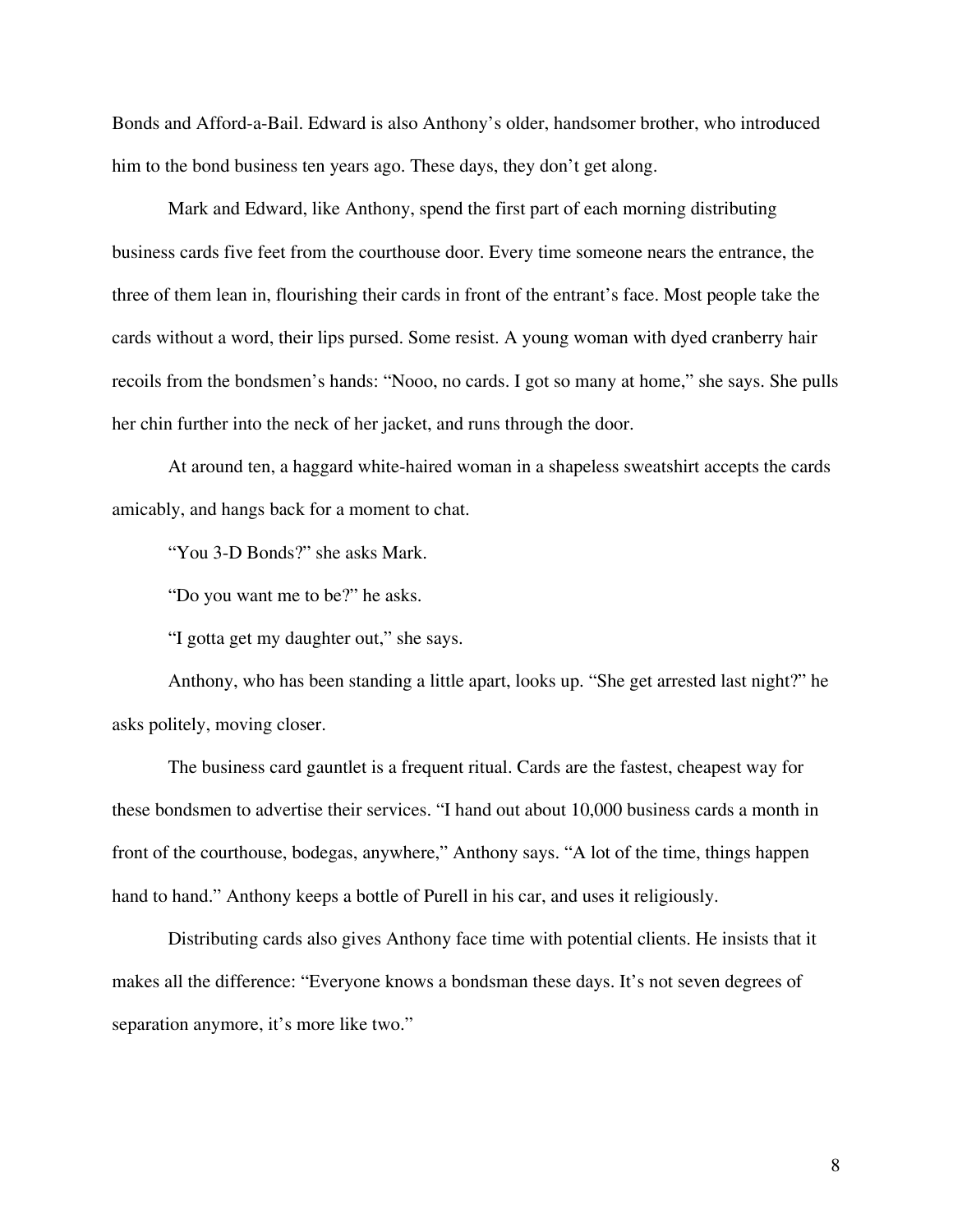Bonds and Afford-a-Bail. Edward is also Anthony's older, handsomer brother, who introduced him to the bond business ten years ago. These days, they don't get along.

Mark and Edward, like Anthony, spend the first part of each morning distributing business cards five feet from the courthouse door. Every time someone nears the entrance, the three of them lean in, flourishing their cards in front of the entrant's face. Most people take the cards without a word, their lips pursed. Some resist. A young woman with dyed cranberry hair recoils from the bondsmen's hands: "Nooo, no cards. I got so many at home," she says. She pulls her chin further into the neck of her jacket, and runs through the door.

At around ten, a haggard white-haired woman in a shapeless sweatshirt accepts the cards amicably, and hangs back for a moment to chat.

"You 3-D Bonds?" she asks Mark.

"Do you want me to be?" he asks.

"I gotta get my daughter out," she says.

Anthony, who has been standing a little apart, looks up. "She get arrested last night?" he asks politely, moving closer.

The business card gauntlet is a frequent ritual. Cards are the fastest, cheapest way for these bondsmen to advertise their services. "I hand out about 10,000 business cards a month in front of the courthouse, bodegas, anywhere," Anthony says. "A lot of the time, things happen hand to hand." Anthony keeps a bottle of Purell in his car, and uses it religiously.

Distributing cards also gives Anthony face time with potential clients. He insists that it makes all the difference: "Everyone knows a bondsman these days. It's not seven degrees of separation anymore, it's more like two."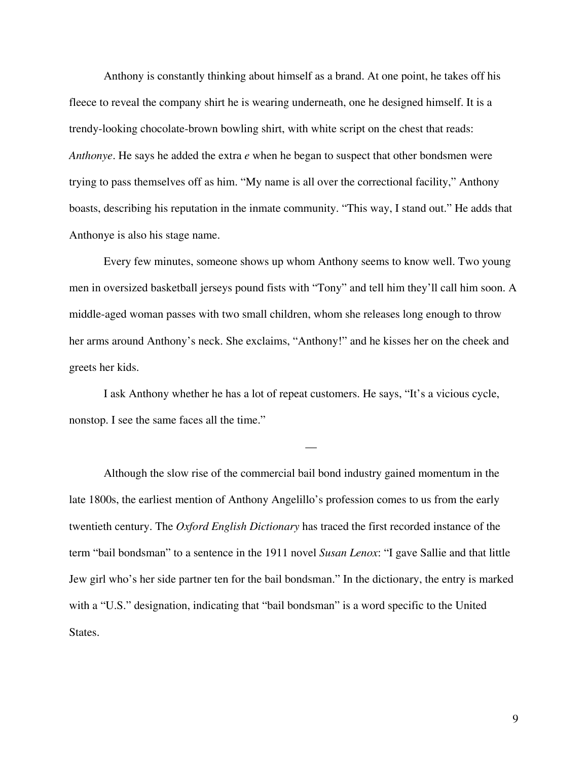Anthony is constantly thinking about himself as a brand. At one point, he takes off his fleece to reveal the company shirt he is wearing underneath, one he designed himself. It is a trendy-looking chocolate-brown bowling shirt, with white script on the chest that reads: *Anthonye*. He says he added the extra *e* when he began to suspect that other bondsmen were trying to pass themselves off as him. "My name is all over the correctional facility," Anthony boasts, describing his reputation in the inmate community. "This way, I stand out." He adds that Anthonye is also his stage name.

Every few minutes, someone shows up whom Anthony seems to know well. Two young men in oversized basketball jerseys pound fists with "Tony" and tell him they'll call him soon. A middle-aged woman passes with two small children, whom she releases long enough to throw her arms around Anthony's neck. She exclaims, "Anthony!" and he kisses her on the cheek and greets her kids.

I ask Anthony whether he has a lot of repeat customers. He says, "It's a vicious cycle, nonstop. I see the same faces all the time."

—

Although the slow rise of the commercial bail bond industry gained momentum in the late 1800s, the earliest mention of Anthony Angelillo's profession comes to us from the early twentieth century. The *Oxford English Dictionary* has traced the first recorded instance of the term "bail bondsman" to a sentence in the 1911 novel *Susan Lenox*: "I gave Sallie and that little Jew girl who's her side partner ten for the bail bondsman." In the dictionary, the entry is marked with a "U.S." designation, indicating that "bail bondsman" is a word specific to the United States.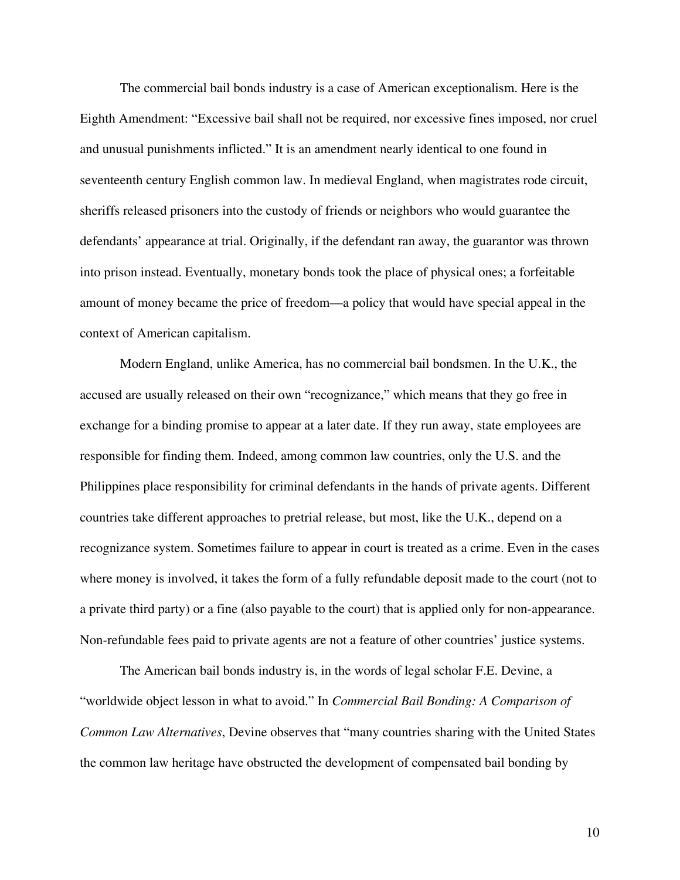The commercial bail bonds industry is a case of American exceptionalism. Here is the Eighth Amendment: "Excessive bail shall not be required, nor excessive fines imposed, nor cruel and unusual punishments inflicted." It is an amendment nearly identical to one found in seventeenth century English common law. In medieval England, when magistrates rode circuit, sheriffs released prisoners into the custody of friends or neighbors who would guarantee the defendants' appearance at trial. Originally, if the defendant ran away, the guarantor was thrown into prison instead. Eventually, monetary bonds took the place of physical ones; a forfeitable amount of money became the price of freedom—a policy that would have special appeal in the context of American capitalism.

Modern England, unlike America, has no commercial bail bondsmen. In the U.K., the accused are usually released on their own "recognizance," which means that they go free in exchange for a binding promise to appear at a later date. If they run away, state employees are responsible for finding them. Indeed, among common law countries, only the U.S. and the Philippines place responsibility for criminal defendants in the hands of private agents. Different countries take different approaches to pretrial release, but most, like the U.K., depend on a recognizance system. Sometimes failure to appear in court is treated as a crime. Even in the cases where money is involved, it takes the form of a fully refundable deposit made to the court (not to a private third party) or a fine (also payable to the court) that is applied only for non-appearance. Non-refundable fees paid to private agents are not a feature of other countries' justice systems.

The American bail bonds industry is, in the words of legal scholar F.E. Devine, a "worldwide object lesson in what to avoid." In *Commercial Bail Bonding: A Comparison of Common Law Alternatives*, Devine observes that "many countries sharing with the United States the common law heritage have obstructed the development of compensated bail bonding by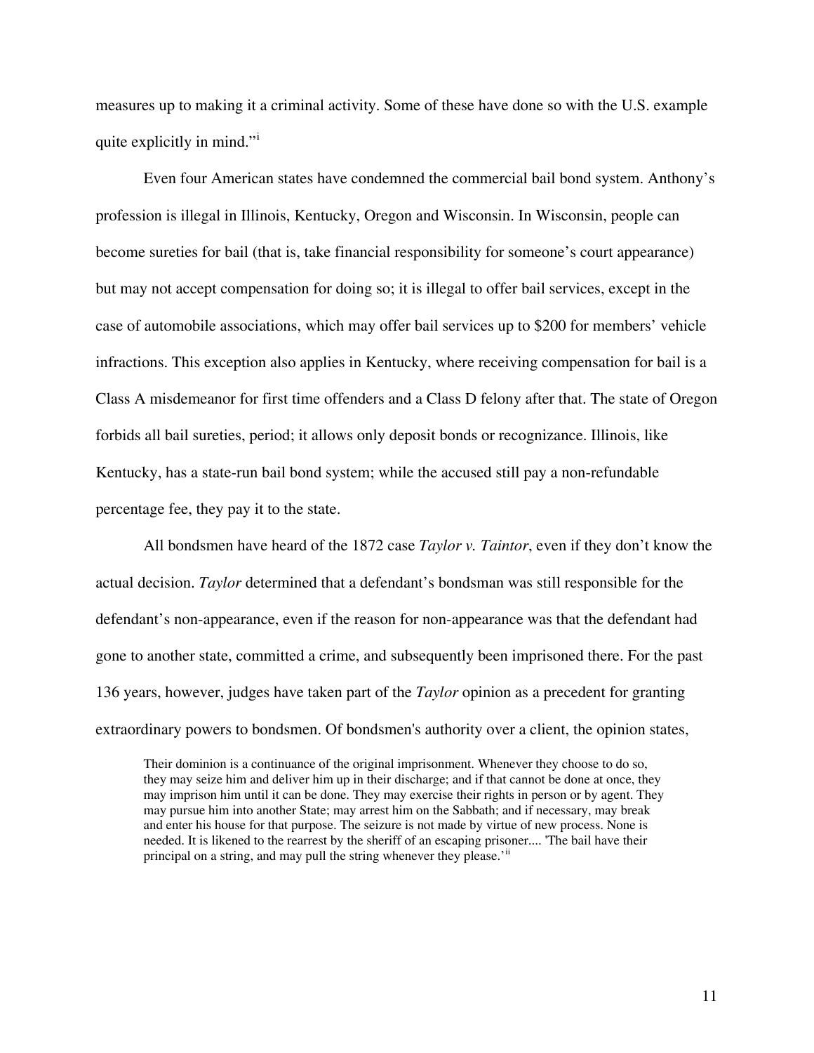measures up to making it a criminal activity. Some of these have done so with the U.S. example quite explicitly in mind."[i]

Even four American states have condemned the commercial bail bond system. Anthony's profession is illegal in Illinois, Kentucky, Oregon and Wisconsin. In Wisconsin, people can become sureties for bail (that is, take financial responsibility for someone's court appearance) but may not accept compensation for doing so; it is illegal to offer bail services, except in the case of automobile associations, which may offer bail services up to $200 for members' vehicle infractions. This exception also applies in Kentucky, where receiving compensation for bail is a Class A misdemeanor for first time offenders and a Class D felony after that. The state of Oregon forbids all bail sureties, period; it allows only deposit bonds or recognizance. Illinois, like Kentucky, has a state-run bail bond system; while the accused still pay a non-refundable percentage fee, they pay it to the state.

All bondsmen have heard of the 1872 case *Taylor v. Taintor*, even if they don't know the actual decision. *Taylor* determined that a defendant's bondsman was still responsible for the defendant's non-appearance, even if the reason for non-appearance was that the defendant had gone to another state, committed a crime, and subsequently been imprisoned there. For the past 136 years, however, judges have taken part of the *Taylor* opinion as a precedent for granting extraordinary powers to bondsmen. Of bondsmen's authority over a client, the opinion states,

> Their dominion is a continuance of the original imprisonment. Whenever they choose to do so, they may seize him and deliver him up in their discharge; and if that cannot be done at once, they may imprison him until it can be done. They may exercise their rights in person or by agent. They may pursue him into another State; may arrest him on the Sabbath; and if necessary, may break and enter his house for that purpose. The seizure is not made by virtue of new process. None is needed. It is likened to the rearrest by the sheriff of an escaping prisoner.... 'The bail have their principal on a string, and may pull the string whenever they please.'[ii]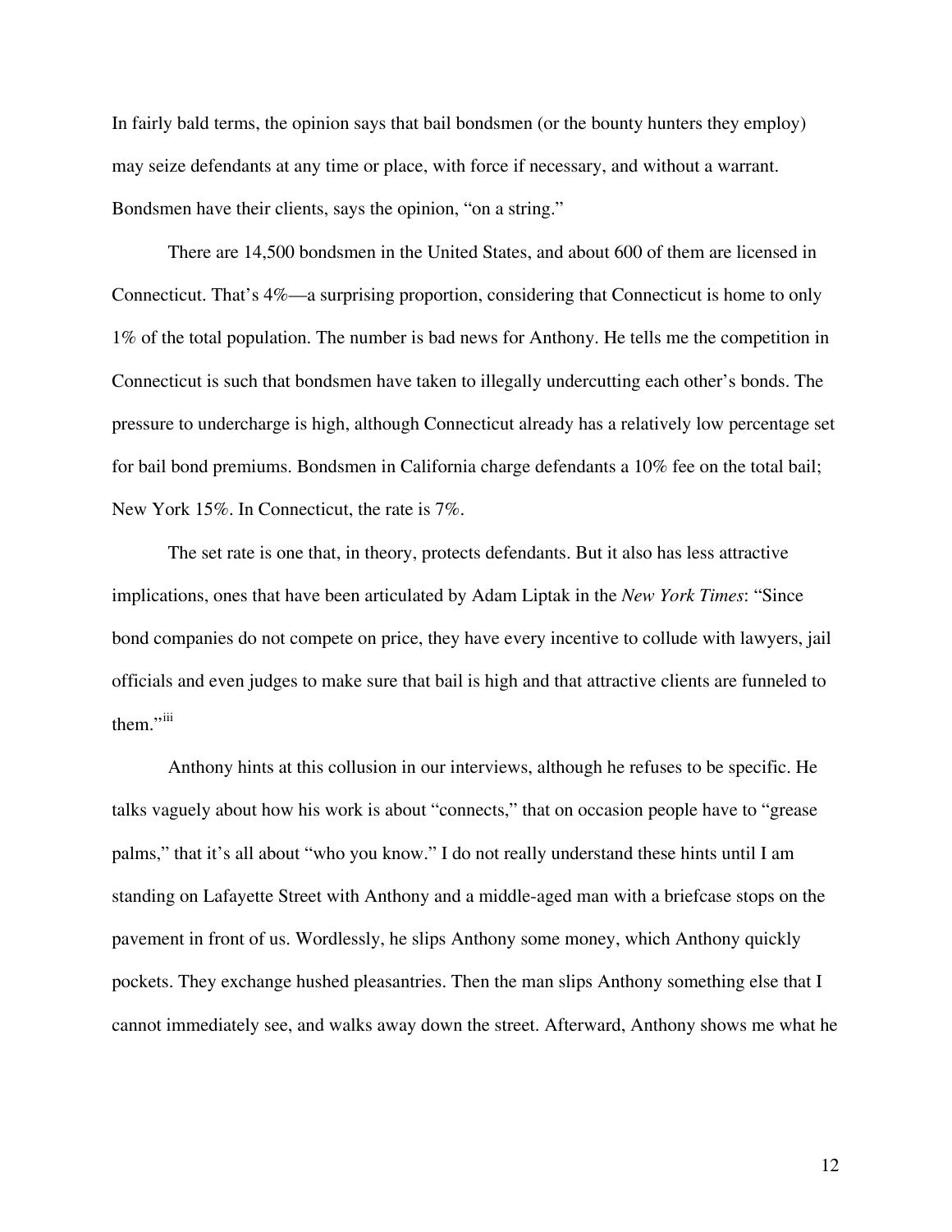In fairly bald terms, the opinion says that bail bondsmen (or the bounty hunters they employ) may seize defendants at any time or place, with force if necessary, and without a warrant. Bondsmen have their clients, says the opinion, "on a string."

There are 14,500 bondsmen in the United States, and about 600 of them are licensed in Connecticut. That's 4%—a surprising proportion, considering that Connecticut is home to only 1% of the total population. The number is bad news for Anthony. He tells me the competition in Connecticut is such that bondsmen have taken to illegally undercutting each other's bonds. The pressure to undercharge is high, although Connecticut already has a relatively low percentage set for bail bond premiums. Bondsmen in California charge defendants a 10% fee on the total bail; New York 15%. In Connecticut, the rate is 7%.

The set rate is one that, in theory, protects defendants. But it also has less attractive implications, ones that have been articulated by Adam Liptak in the *New York Times*: "Since bond companies do not compete on price, they have every incentive to collude with lawyers, jail officials and even judges to make sure that bail is high and that attractive clients are funneled to them."[iii]

Anthony hints at this collusion in our interviews, although he refuses to be specific. He talks vaguely about how his work is about "connects," that on occasion people have to "grease palms," that it's all about "who you know." I do not really understand these hints until I am standing on Lafayette Street with Anthony and a middle-aged man with a briefcase stops on the pavement in front of us. Wordlessly, he slips Anthony some money, which Anthony quickly pockets. They exchange hushed pleasantries. Then the man slips Anthony something else that I cannot immediately see, and walks away down the street. Afterward, Anthony shows me what he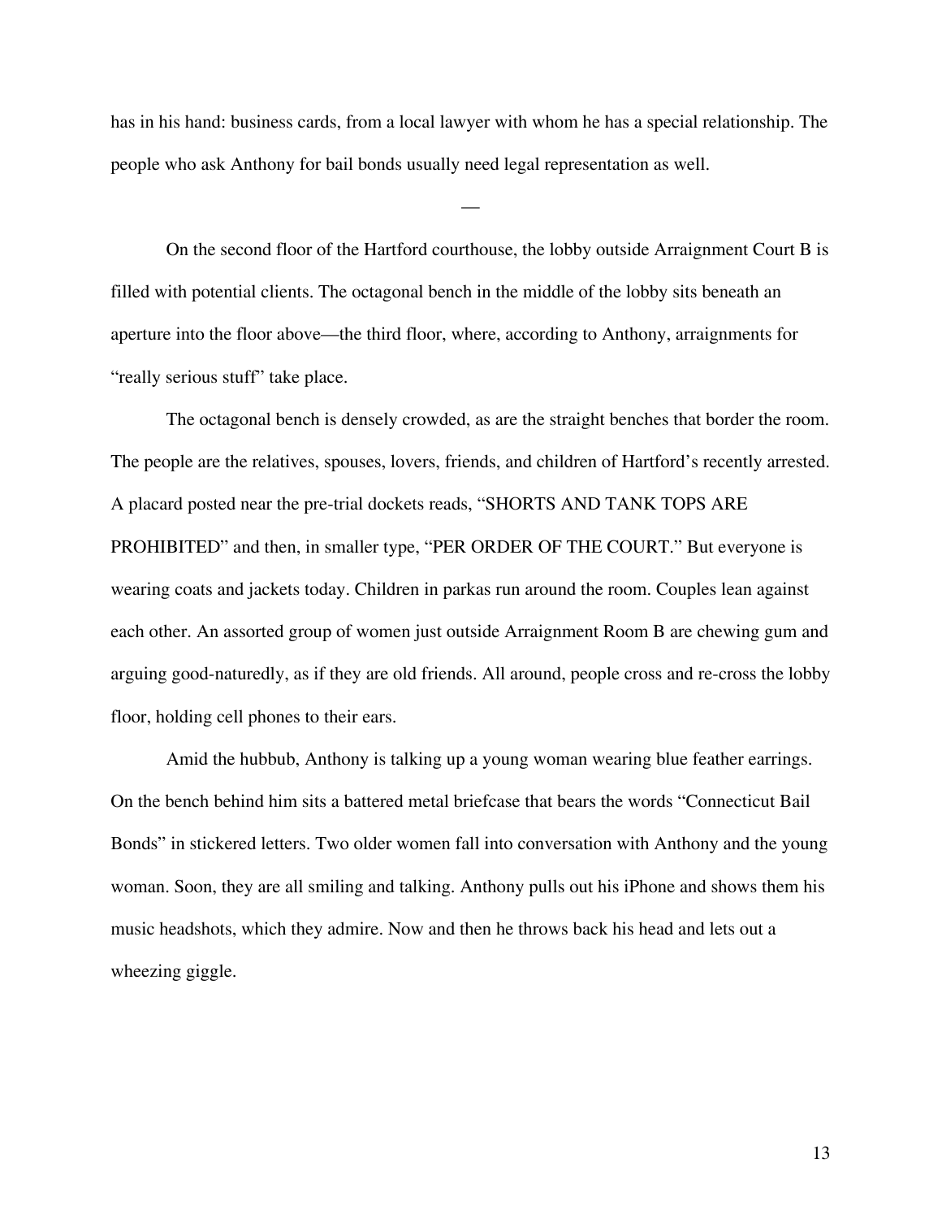has in his hand: business cards, from a local lawyer with whom he has a special relationship. The people who ask Anthony for bail bonds usually need legal representation as well.

—

On the second floor of the Hartford courthouse, the lobby outside Arraignment Court B is filled with potential clients. The octagonal bench in the middle of the lobby sits beneath an aperture into the floor above—the third floor, where, according to Anthony, arraignments for "really serious stuff" take place.

The octagonal bench is densely crowded, as are the straight benches that border the room. The people are the relatives, spouses, lovers, friends, and children of Hartford's recently arrested. A placard posted near the pre-trial dockets reads, "SHORTS AND TANK TOPS ARE PROHIBITED" and then, in smaller type, "PER ORDER OF THE COURT." But everyone is wearing coats and jackets today. Children in parkas run around the room. Couples lean against each other. An assorted group of women just outside Arraignment Room B are chewing gum and arguing good-naturedly, as if they are old friends. All around, people cross and re-cross the lobby floor, holding cell phones to their ears.

Amid the hubbub, Anthony is talking up a young woman wearing blue feather earrings. On the bench behind him sits a battered metal briefcase that bears the words "Connecticut Bail Bonds" in stickered letters. Two older women fall into conversation with Anthony and the young woman. Soon, they are all smiling and talking. Anthony pulls out his iPhone and shows them his music headshots, which they admire. Now and then he throws back his head and lets out a wheezing giggle.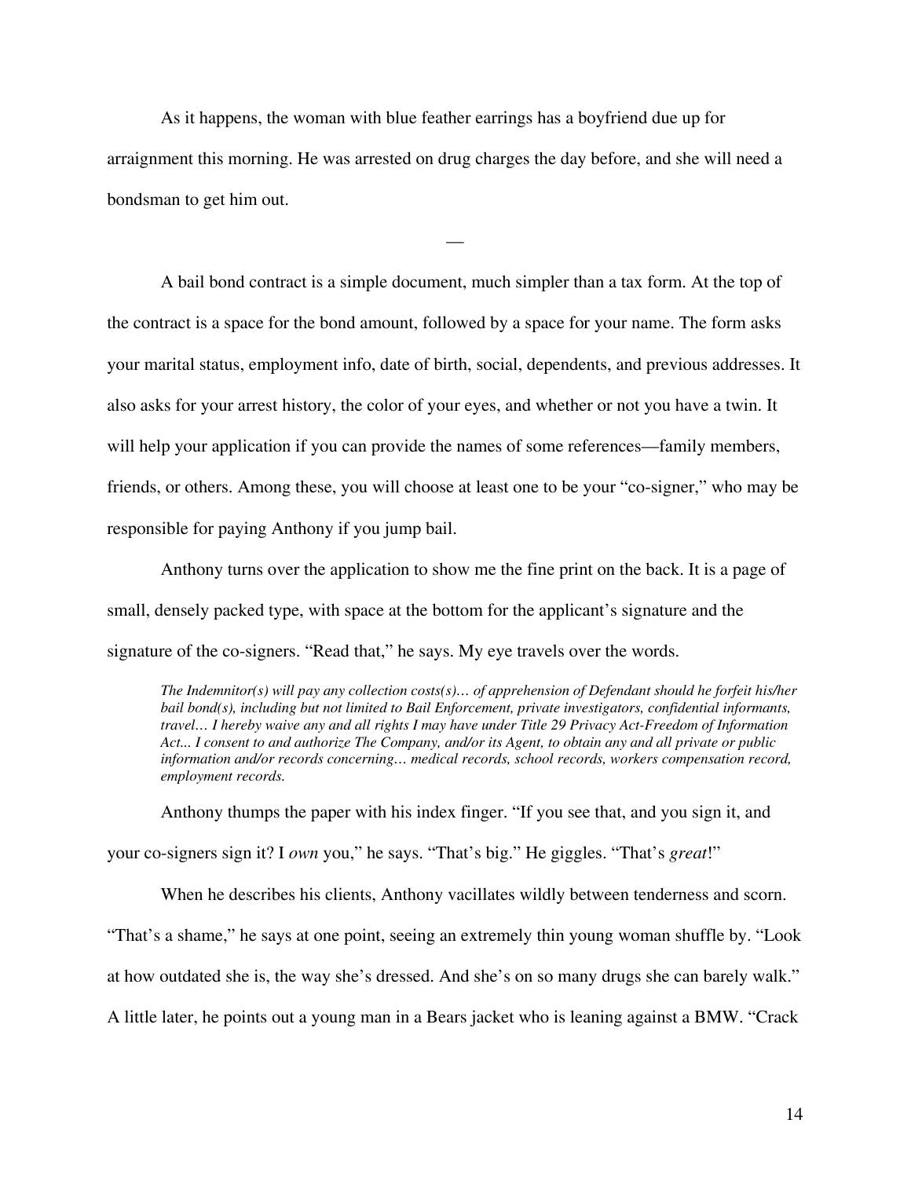As it happens, the woman with blue feather earrings has a boyfriend due up for arraignment this morning. He was arrested on drug charges the day before, and she will need a bondsman to get him out.

—

A bail bond contract is a simple document, much simpler than a tax form. At the top of the contract is a space for the bond amount, followed by a space for your name. The form asks your marital status, employment info, date of birth, social, dependents, and previous addresses. It also asks for your arrest history, the color of your eyes, and whether or not you have a twin. It will help your application if you can provide the names of some references—family members, friends, or others. Among these, you will choose at least one to be your "co-signer," who may be responsible for paying Anthony if you jump bail.

Anthony turns over the application to show me the fine print on the back. It is a page of small, densely packed type, with space at the bottom for the applicant's signature and the signature of the co-signers. "Read that," he says. My eye travels over the words.

> *The Indemnitor(s) will pay any collection costs(s)… of apprehension of Defendant should he forfeit his/her bail bond(s), including but not limited to Bail Enforcement, private investigators, confidential informants, travel… I hereby waive any and all rights I may have under Title 29 Privacy Act-Freedom of Information Act... I consent to and authorize The Company, and/or its Agent, to obtain any and all private or public information and/or records concerning… medical records, school records, workers compensation record, employment records.*

Anthony thumps the paper with his index finger. "If you see that, and you sign it, and your co-signers sign it? I *own* you," he says. "That's big." He giggles. "That's *great*!"

When he describes his clients, Anthony vacillates wildly between tenderness and scorn. "That's a shame," he says at one point, seeing an extremely thin young woman shuffle by. "Look at how outdated she is, the way she's dressed. And she's on so many drugs she can barely walk." A little later, he points out a young man in a Bears jacket who is leaning against a BMW. "Crack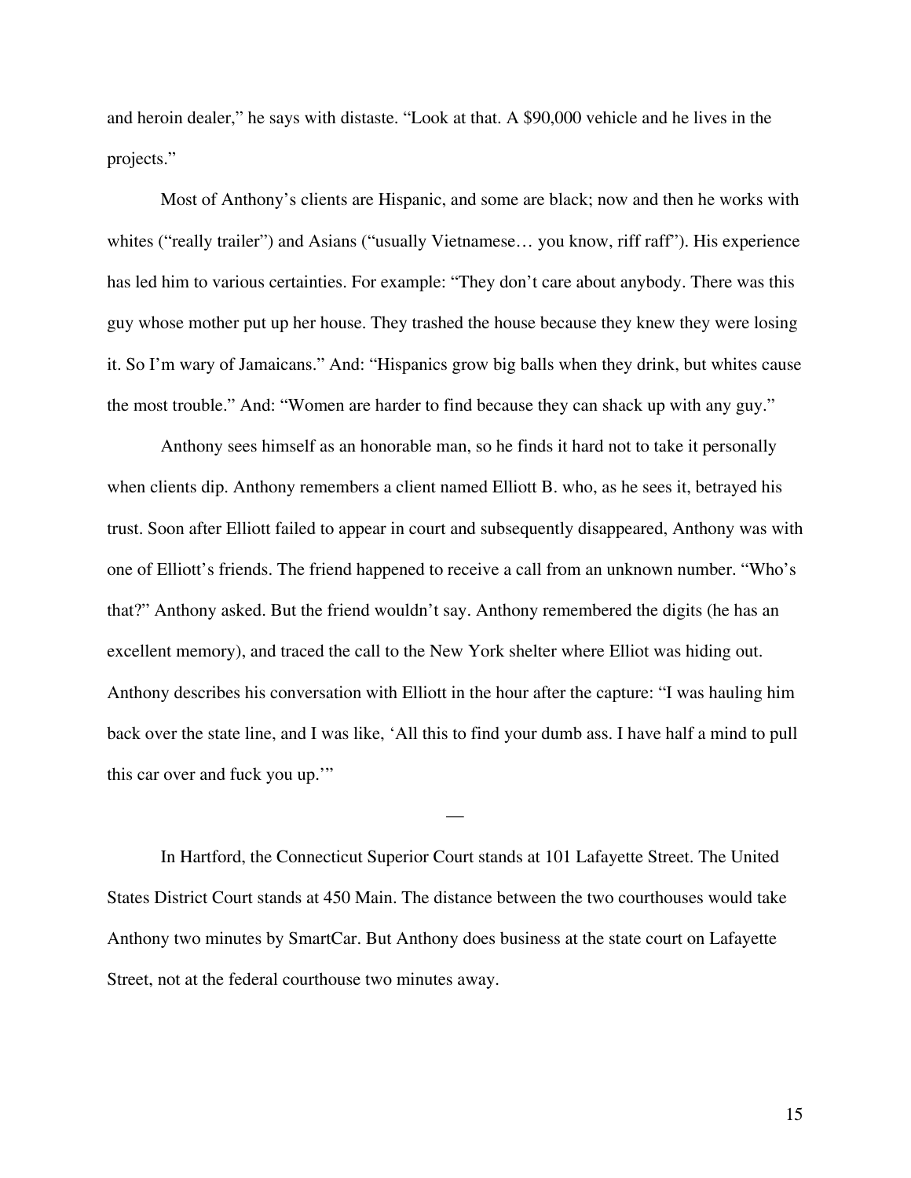and heroin dealer," he says with distaste. "Look at that. A $90,000 vehicle and he lives in the projects."

Most of Anthony's clients are Hispanic, and some are black; now and then he works with whites ("really trailer") and Asians ("usually Vietnamese… you know, riff raff"). His experience has led him to various certainties. For example: "They don't care about anybody. There was this guy whose mother put up her house. They trashed the house because they knew they were losing it. So I'm wary of Jamaicans." And: "Hispanics grow big balls when they drink, but whites cause the most trouble." And: "Women are harder to find because they can shack up with any guy."

Anthony sees himself as an honorable man, so he finds it hard not to take it personally when clients dip. Anthony remembers a client named Elliott B. who, as he sees it, betrayed his trust. Soon after Elliott failed to appear in court and subsequently disappeared, Anthony was with one of Elliott's friends. The friend happened to receive a call from an unknown number. "Who's that?" Anthony asked. But the friend wouldn't say. Anthony remembered the digits (he has an excellent memory), and traced the call to the New York shelter where Elliot was hiding out. Anthony describes his conversation with Elliott in the hour after the capture: "I was hauling him back over the state line, and I was like, 'All this to find your dumb ass. I have half a mind to pull this car over and fuck you up.'"

—

In Hartford, the Connecticut Superior Court stands at 101 Lafayette Street. The United States District Court stands at 450 Main. The distance between the two courthouses would take Anthony two minutes by SmartCar. But Anthony does business at the state court on Lafayette Street, not at the federal courthouse two minutes away.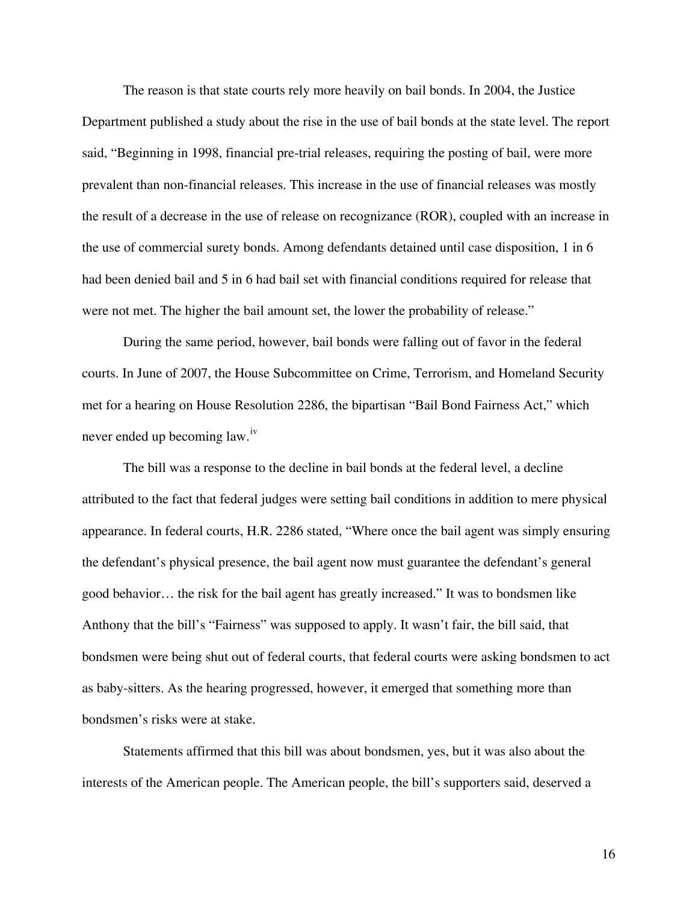The reason is that state courts rely more heavily on bail bonds. In 2004, the Justice Department published a study about the rise in the use of bail bonds at the state level. The report said, "Beginning in 1998, financial pre-trial releases, requiring the posting of bail, were more prevalent than non-financial releases. This increase in the use of financial releases was mostly the result of a decrease in the use of release on recognizance (ROR), coupled with an increase in the use of commercial surety bonds. Among defendants detained until case disposition, 1 in 6 had been denied bail and 5 in 6 had bail set with financial conditions required for release that were not met. The higher the bail amount set, the lower the probability of release."

During the same period, however, bail bonds were falling out of favor in the federal courts. In June of 2007, the House Subcommittee on Crime, Terrorism, and Homeland Security met for a hearing on House Resolution 2286, the bipartisan "Bail Bond Fairness Act," which never ended up becoming law.[iv]

The bill was a response to the decline in bail bonds at the federal level, a decline attributed to the fact that federal judges were setting bail conditions in addition to mere physical appearance. In federal courts, H.R. 2286 stated, "Where once the bail agent was simply ensuring the defendant's physical presence, the bail agent now must guarantee the defendant's general good behavior… the risk for the bail agent has greatly increased." It was to bondsmen like Anthony that the bill's "Fairness" was supposed to apply. It wasn't fair, the bill said, that bondsmen were being shut out of federal courts, that federal courts were asking bondsmen to act as baby-sitters. As the hearing progressed, however, it emerged that something more than bondsmen's risks were at stake.

Statements affirmed that this bill was about bondsmen, yes, but it was also about the interests of the American people. The American people, the bill's supporters said, deserved a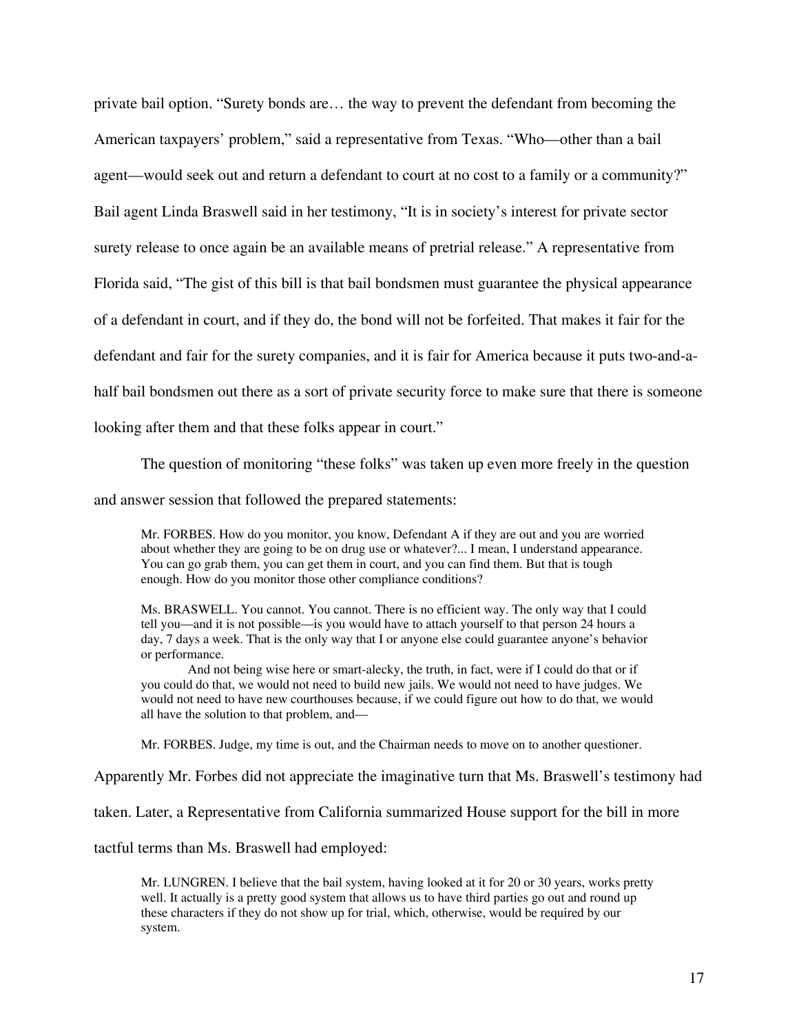private bail option. "Surety bonds are… the way to prevent the defendant from becoming the American taxpayers' problem," said a representative from Texas. "Who—other than a bail agent—would seek out and return a defendant to court at no cost to a family or a community?" Bail agent Linda Braswell said in her testimony, "It is in society's interest for private sector surety release to once again be an available means of pretrial release." A representative from Florida said, "The gist of this bill is that bail bondsmen must guarantee the physical appearance of a defendant in court, and if they do, the bond will not be forfeited. That makes it fair for the defendant and fair for the surety companies, and it is fair for America because it puts two-and-a-half bail bondsmen out there as a sort of private security force to make sure that there is someone looking after them and that these folks appear in court."

The question of monitoring "these folks" was taken up even more freely in the question and answer session that followed the prepared statements:

> Mr. FORBES. How do you monitor, you know, Defendant A if they are out and you are worried about whether they are going to be on drug use or whatever?... I mean, I understand appearance. You can go grab them, you can get them in court, and you can find them. But that is tough enough. How do you monitor those other compliance conditions?
>
> Ms. BRASWELL. You cannot. You cannot. There is no efficient way. The only way that I could tell you—and it is not possible—is you would have to attach yourself to that person 24 hours a day, 7 days a week. That is the only way that I or anyone else could guarantee anyone's behavior or performance.
>
> And not being wise here or smart-alecky, the truth, in fact, were if I could do that or if you could do that, we would not need to build new jails. We would not need to have judges. We would not need to have new courthouses because, if we could figure out how to do that, we would all have the solution to that problem, and—
>
> Mr. FORBES. Judge, my time is out, and the Chairman needs to move on to another questioner.

Apparently Mr. Forbes did not appreciate the imaginative turn that Ms. Braswell's testimony had taken. Later, a Representative from California summarized House support for the bill in more tactful terms than Ms. Braswell had employed:

> Mr. LUNGREN. I believe that the bail system, having looked at it for 20 or 30 years, works pretty well. It actually is a pretty good system that allows us to have third parties go out and round up these characters if they do not show up for trial, which, otherwise, would be required by our system.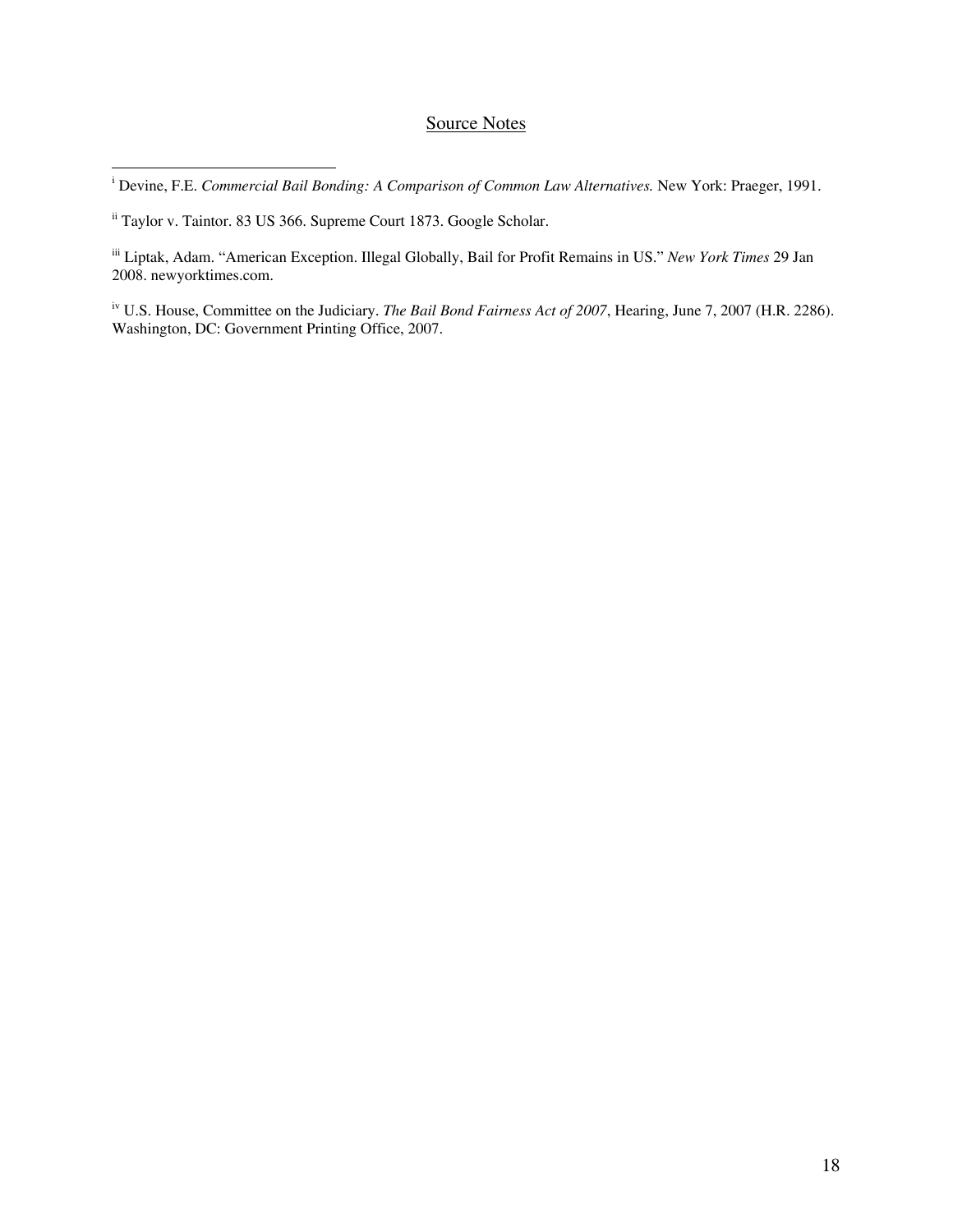Source Notes

[i] Devine, F.E. *Commercial Bail Bonding: A Comparison of Common Law Alternatives.* New York: Praeger, 1991.

[ii] Taylor v. Taintor. 83 US 366. Supreme Court 1873. Google Scholar.

[iii] Liptak, Adam. "American Exception. Illegal Globally, Bail for Profit Remains in US." *New York Times* 29 Jan 2008. newyorktimes.com.

[iv] U.S. House, Committee on the Judiciary. *The Bail Bond Fairness Act of 2007*, Hearing, June 7, 2007 (H.R. 2286). Washington, DC: Government Printing Office, 2007.